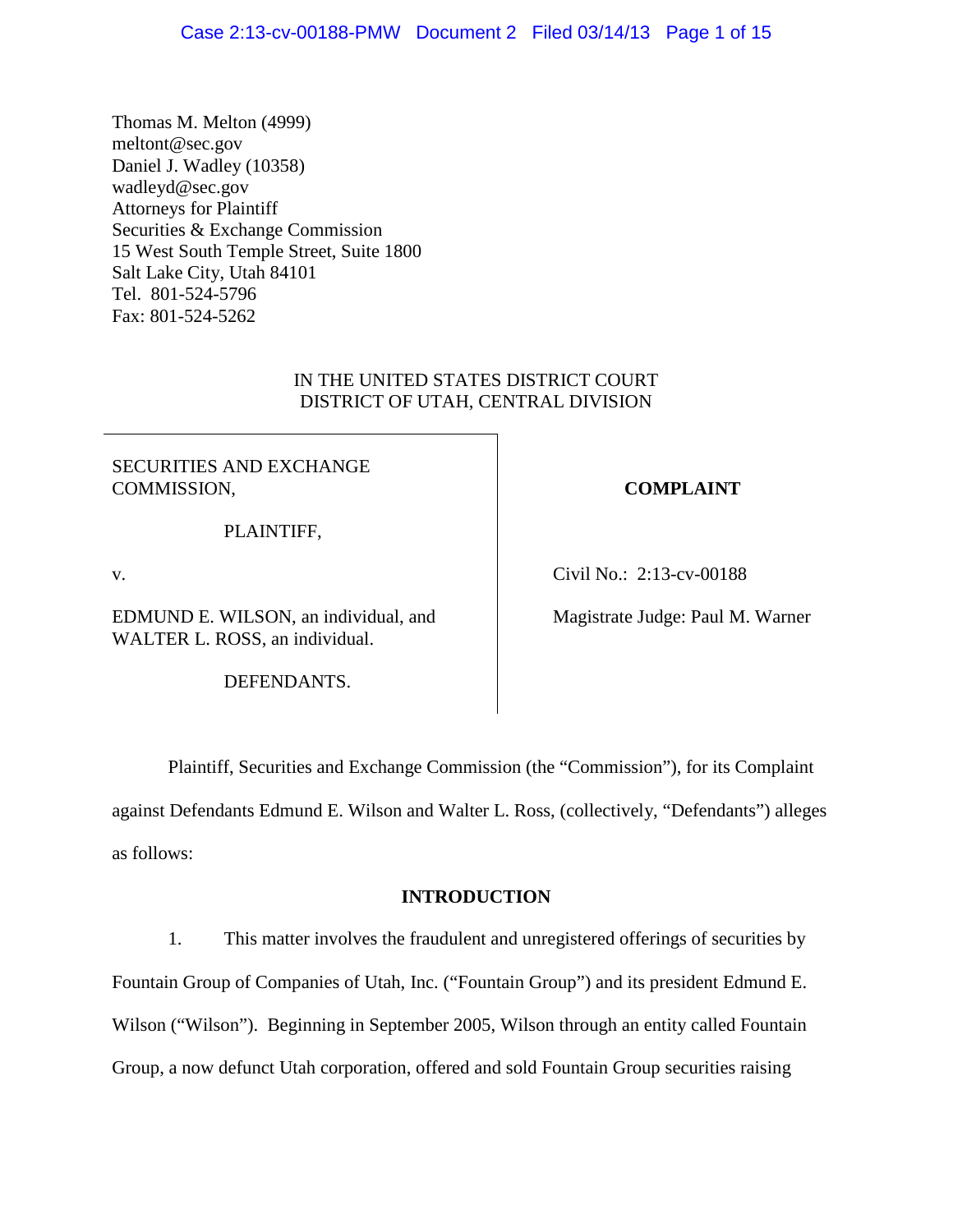Thomas M. Melton (4999)
meltont@sec.gov
Daniel J. Wadley (10358)
wadleyd@sec.gov
Attorneys for Plaintiff
Securities & Exchange Commission
15 West South Temple Street, Suite 1800
Salt Lake City, Utah 84101
Tel. 801-524-5796
Fax: 801-524-5262

IN THE UNITED STATES DISTRICT COURT
DISTRICT OF UTAH, CENTRAL DIVISION

| | |
|---|---|
| SECURITIES AND EXCHANGE COMMISSION,<br><br>PLAINTIFF,<br><br>v.<br><br>EDMUND E. WILSON, an individual, and WALTER L. ROSS, an individual.<br><br>DEFENDANTS. | **COMPLAINT**<br><br>Civil No.: 2:13-cv-00188<br><br>Magistrate Judge: Paul M. Warner |

Plaintiff, Securities and Exchange Commission (the "Commission"), for its Complaint against Defendants Edmund E. Wilson and Walter L. Ross, (collectively, "Defendants") alleges as follows:

**INTRODUCTION**

1. This matter involves the fraudulent and unregistered offerings of securities by Fountain Group of Companies of Utah, Inc. ("Fountain Group") and its president Edmund E. Wilson ("Wilson"). Beginning in September 2005, Wilson through an entity called Fountain Group, a now defunct Utah corporation, offered and sold Fountain Group securities raising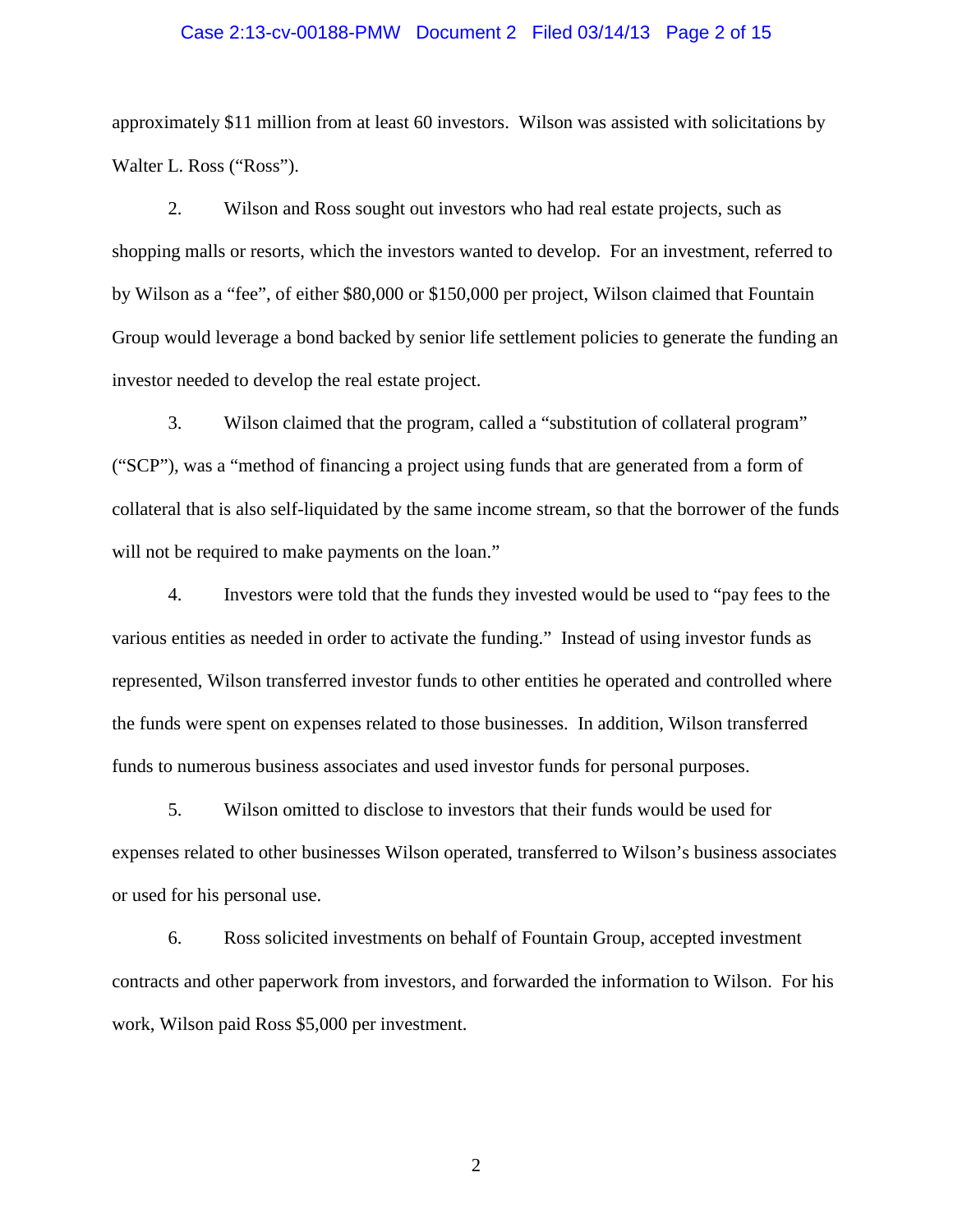approximately $11 million from at least 60 investors. Wilson was assisted with solicitations by Walter L. Ross ("Ross").

2. Wilson and Ross sought out investors who had real estate projects, such as shopping malls or resorts, which the investors wanted to develop. For an investment, referred to by Wilson as a "fee", of either $80,000 or $150,000 per project, Wilson claimed that Fountain Group would leverage a bond backed by senior life settlement policies to generate the funding an investor needed to develop the real estate project.

3. Wilson claimed that the program, called a "substitution of collateral program" ("SCP"), was a "method of financing a project using funds that are generated from a form of collateral that is also self-liquidated by the same income stream, so that the borrower of the funds will not be required to make payments on the loan."

4. Investors were told that the funds they invested would be used to "pay fees to the various entities as needed in order to activate the funding." Instead of using investor funds as represented, Wilson transferred investor funds to other entities he operated and controlled where the funds were spent on expenses related to those businesses. In addition, Wilson transferred funds to numerous business associates and used investor funds for personal purposes.

5. Wilson omitted to disclose to investors that their funds would be used for expenses related to other businesses Wilson operated, transferred to Wilson's business associates or used for his personal use.

6. Ross solicited investments on behalf of Fountain Group, accepted investment contracts and other paperwork from investors, and forwarded the information to Wilson. For his work, Wilson paid Ross $5,000 per investment.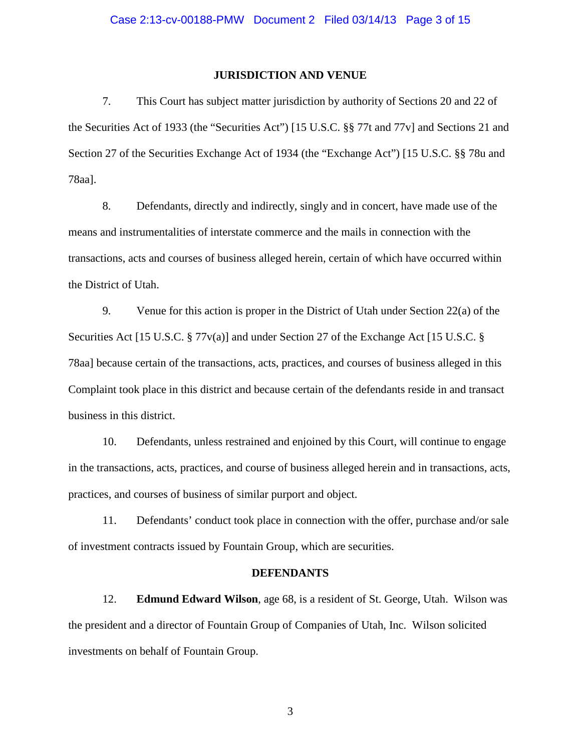## JURISDICTION AND VENUE

7. This Court has subject matter jurisdiction by authority of Sections 20 and 22 of the Securities Act of 1933 (the "Securities Act") [15 U.S.C. §§ 77t and 77v] and Sections 21 and Section 27 of the Securities Exchange Act of 1934 (the "Exchange Act") [15 U.S.C. §§ 78u and 78aa].

8. Defendants, directly and indirectly, singly and in concert, have made use of the means and instrumentalities of interstate commerce and the mails in connection with the transactions, acts and courses of business alleged herein, certain of which have occurred within the District of Utah.

9. Venue for this action is proper in the District of Utah under Section 22(a) of the Securities Act [15 U.S.C. § 77v(a)] and under Section 27 of the Exchange Act [15 U.S.C. § 78aa] because certain of the transactions, acts, practices, and courses of business alleged in this Complaint took place in this district and because certain of the defendants reside in and transact business in this district.

10. Defendants, unless restrained and enjoined by this Court, will continue to engage in the transactions, acts, practices, and course of business alleged herein and in transactions, acts, practices, and courses of business of similar purport and object.

11. Defendants' conduct took place in connection with the offer, purchase and/or sale of investment contracts issued by Fountain Group, which are securities.

## DEFENDANTS

12. **Edmund Edward Wilson**, age 68, is a resident of St. George, Utah. Wilson was the president and a director of Fountain Group of Companies of Utah, Inc. Wilson solicited investments on behalf of Fountain Group.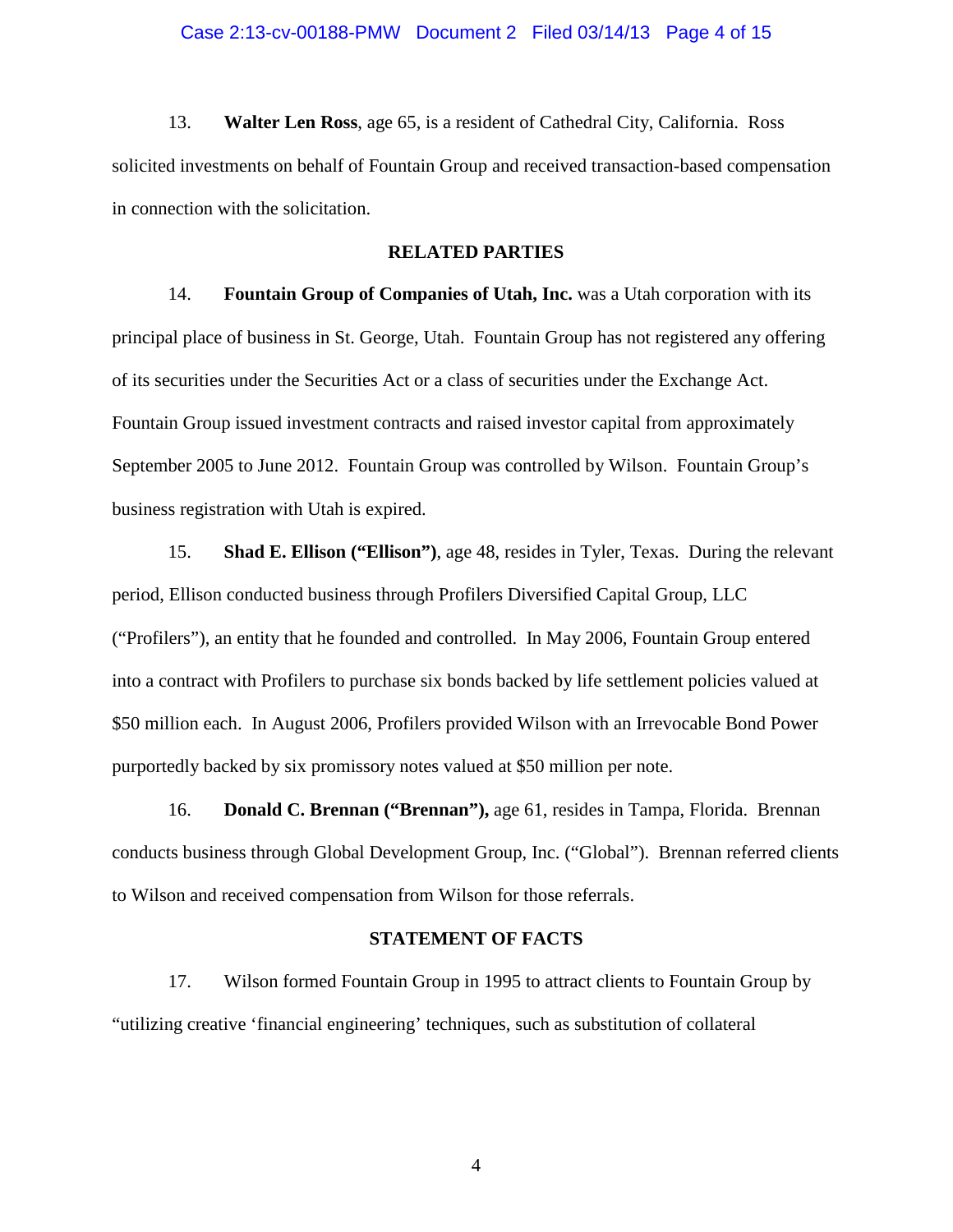13. **Walter Len Ross**, age 65, is a resident of Cathedral City, California. Ross solicited investments on behalf of Fountain Group and received transaction-based compensation in connection with the solicitation.

## RELATED PARTIES

14. **Fountain Group of Companies of Utah, Inc.** was a Utah corporation with its principal place of business in St. George, Utah. Fountain Group has not registered any offering of its securities under the Securities Act or a class of securities under the Exchange Act. Fountain Group issued investment contracts and raised investor capital from approximately September 2005 to June 2012. Fountain Group was controlled by Wilson. Fountain Group's business registration with Utah is expired.

15. **Shad E. Ellison ("Ellison")**, age 48, resides in Tyler, Texas. During the relevant period, Ellison conducted business through Profilers Diversified Capital Group, LLC ("Profilers"), an entity that he founded and controlled. In May 2006, Fountain Group entered into a contract with Profilers to purchase six bonds backed by life settlement policies valued at $50 million each. In August 2006, Profilers provided Wilson with an Irrevocable Bond Power purportedly backed by six promissory notes valued at $50 million per note.

16. **Donald C. Brennan ("Brennan"),** age 61, resides in Tampa, Florida. Brennan conducts business through Global Development Group, Inc. ("Global"). Brennan referred clients to Wilson and received compensation from Wilson for those referrals.

## STATEMENT OF FACTS

17. Wilson formed Fountain Group in 1995 to attract clients to Fountain Group by "utilizing creative 'financial engineering' techniques, such as substitution of collateral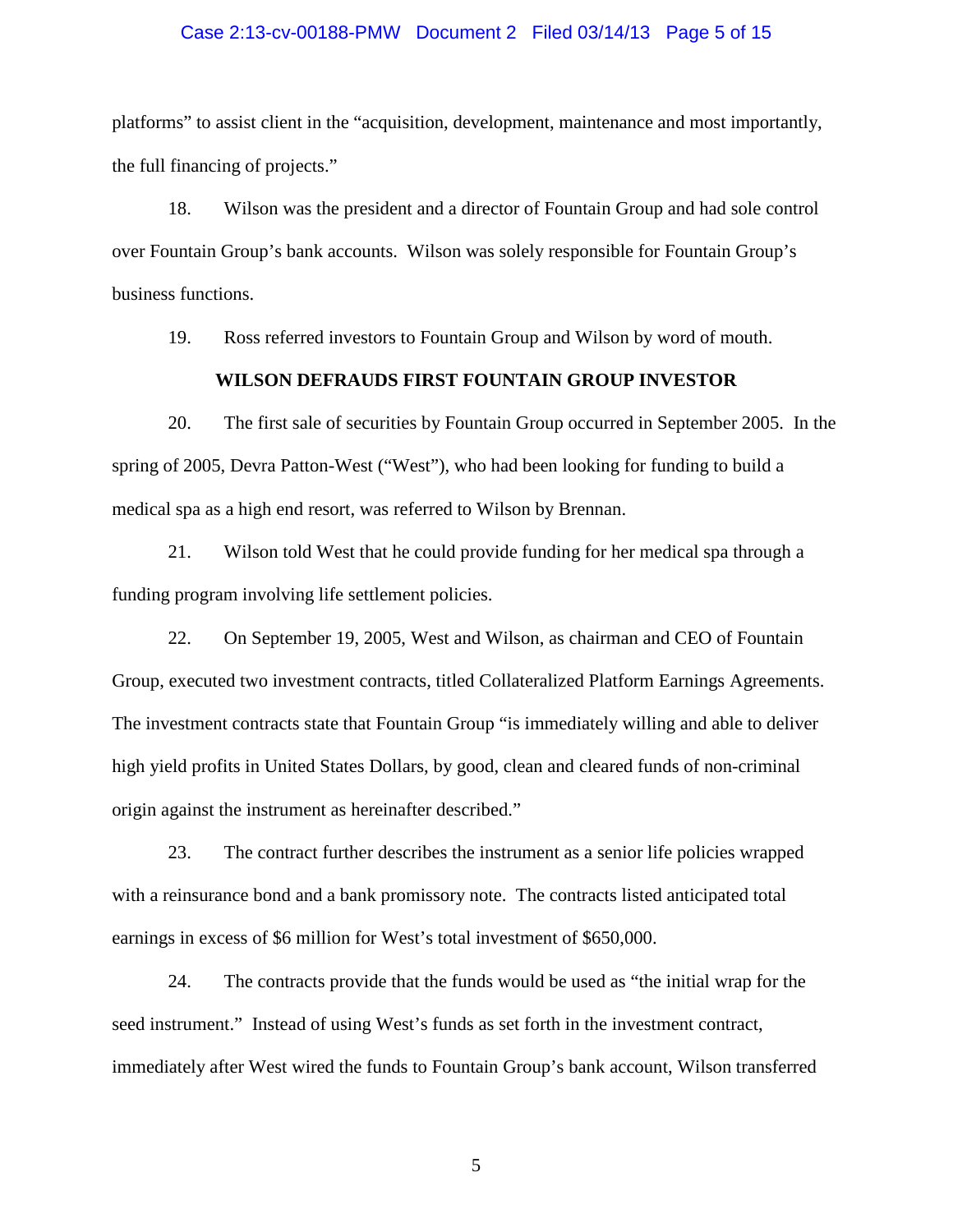platforms" to assist client in the "acquisition, development, maintenance and most importantly, the full financing of projects."

18. Wilson was the president and a director of Fountain Group and had sole control over Fountain Group's bank accounts. Wilson was solely responsible for Fountain Group's business functions.

19. Ross referred investors to Fountain Group and Wilson by word of mouth.

**WILSON DEFRAUDS FIRST FOUNTAIN GROUP INVESTOR**

20. The first sale of securities by Fountain Group occurred in September 2005. In the spring of 2005, Devra Patton-West ("West"), who had been looking for funding to build a medical spa as a high end resort, was referred to Wilson by Brennan.

21. Wilson told West that he could provide funding for her medical spa through a funding program involving life settlement policies.

22. On September 19, 2005, West and Wilson, as chairman and CEO of Fountain Group, executed two investment contracts, titled Collateralized Platform Earnings Agreements. The investment contracts state that Fountain Group "is immediately willing and able to deliver high yield profits in United States Dollars, by good, clean and cleared funds of non-criminal origin against the instrument as hereinafter described."

23. The contract further describes the instrument as a senior life policies wrapped with a reinsurance bond and a bank promissory note. The contracts listed anticipated total earnings in excess of $6 million for West's total investment of $650,000.

24. The contracts provide that the funds would be used as "the initial wrap for the seed instrument." Instead of using West's funds as set forth in the investment contract, immediately after West wired the funds to Fountain Group's bank account, Wilson transferred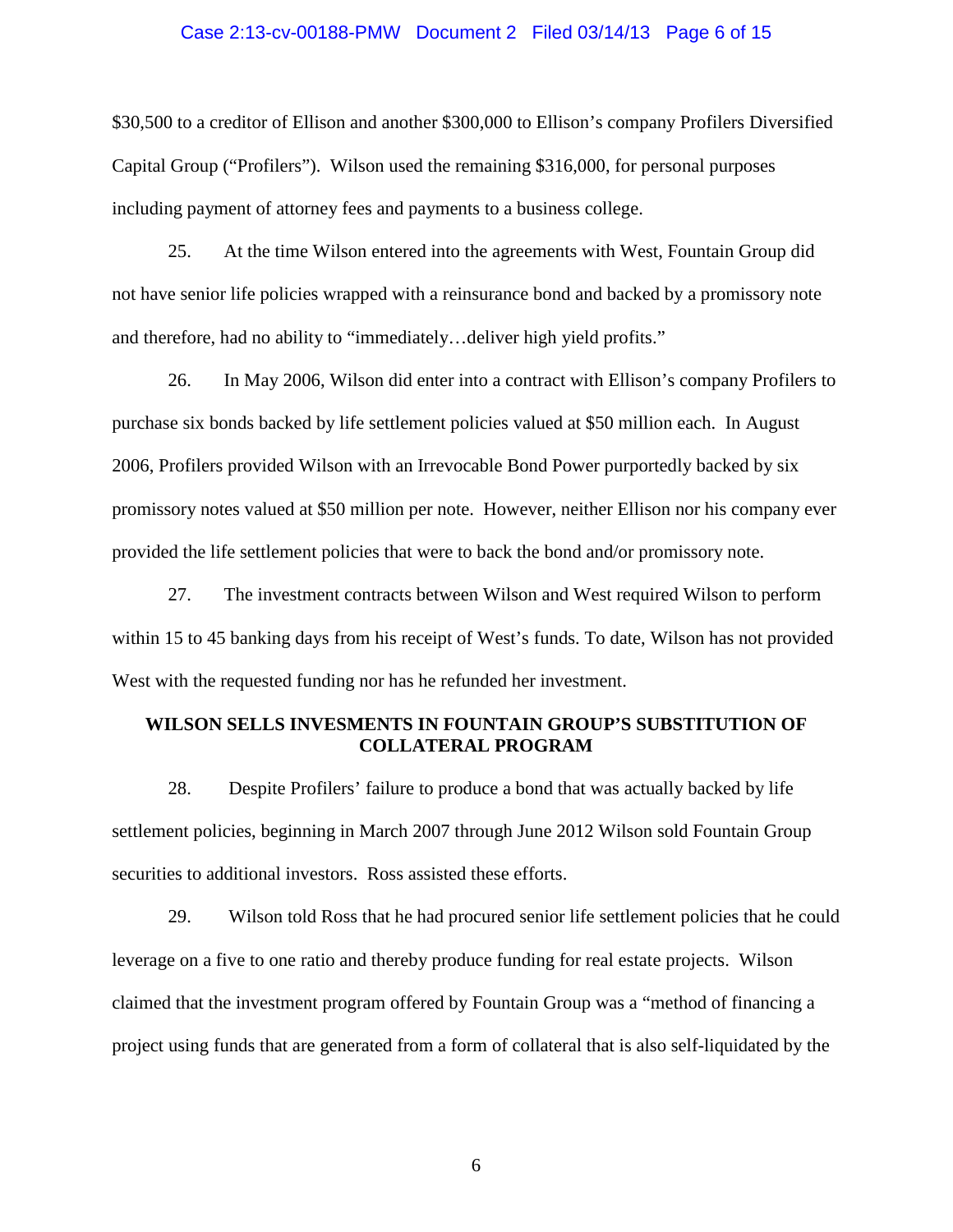$30,500 to a creditor of Ellison and another $300,000 to Ellison's company Profilers Diversified Capital Group ("Profilers"). Wilson used the remaining $316,000, for personal purposes including payment of attorney fees and payments to a business college.

25. At the time Wilson entered into the agreements with West, Fountain Group did not have senior life policies wrapped with a reinsurance bond and backed by a promissory note and therefore, had no ability to "immediately…deliver high yield profits."

26. In May 2006, Wilson did enter into a contract with Ellison's company Profilers to purchase six bonds backed by life settlement policies valued at $50 million each. In August 2006, Profilers provided Wilson with an Irrevocable Bond Power purportedly backed by six promissory notes valued at $50 million per note. However, neither Ellison nor his company ever provided the life settlement policies that were to back the bond and/or promissory note.

27. The investment contracts between Wilson and West required Wilson to perform within 15 to 45 banking days from his receipt of West's funds. To date, Wilson has not provided West with the requested funding nor has he refunded her investment.

## WILSON SELLS INVESMENTS IN FOUNTAIN GROUP'S SUBSTITUTION OF COLLATERAL PROGRAM

28. Despite Profilers' failure to produce a bond that was actually backed by life settlement policies, beginning in March 2007 through June 2012 Wilson sold Fountain Group securities to additional investors. Ross assisted these efforts.

29. Wilson told Ross that he had procured senior life settlement policies that he could leverage on a five to one ratio and thereby produce funding for real estate projects. Wilson claimed that the investment program offered by Fountain Group was a "method of financing a project using funds that are generated from a form of collateral that is also self-liquidated by the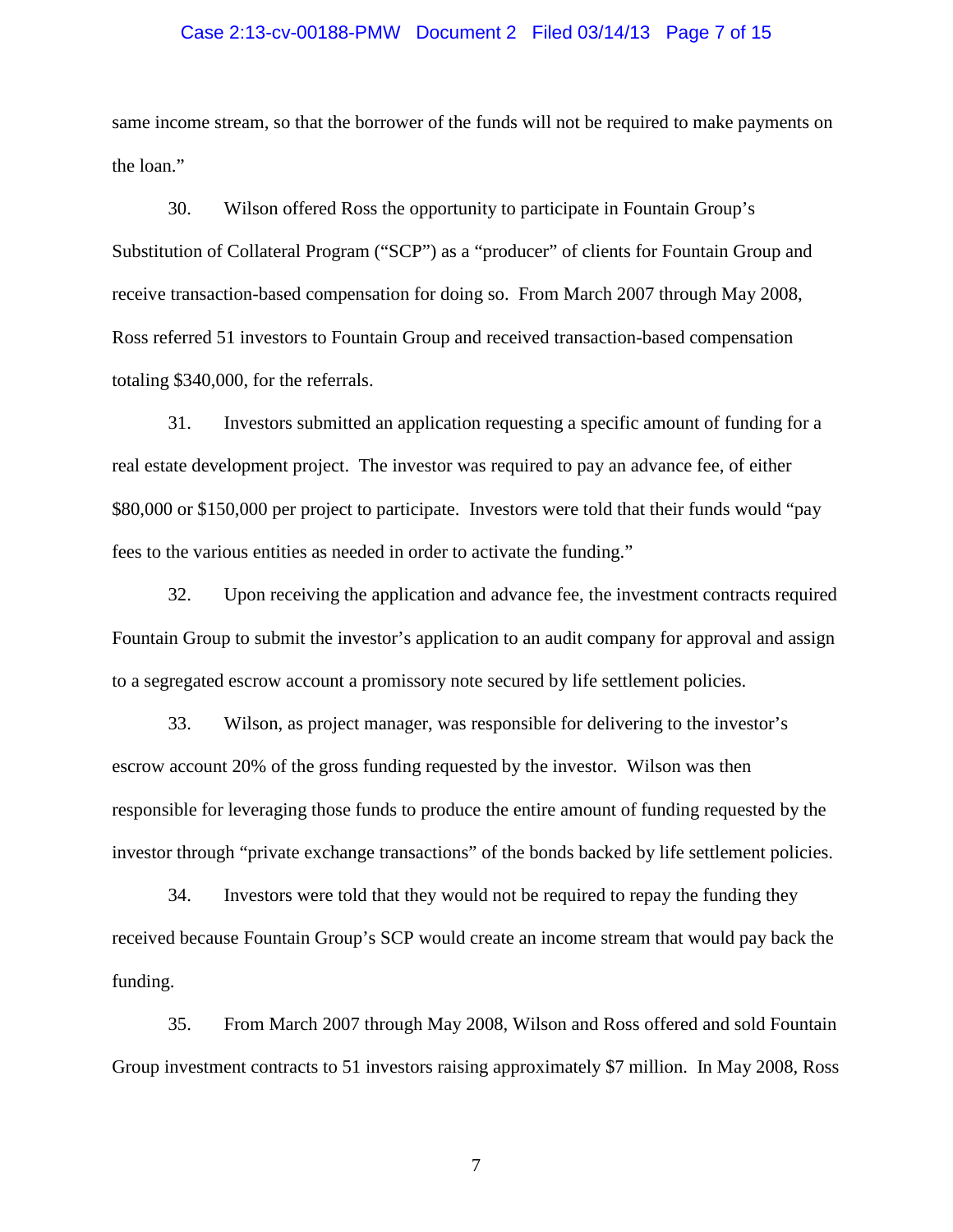same income stream, so that the borrower of the funds will not be required to make payments on the loan."

30. Wilson offered Ross the opportunity to participate in Fountain Group's Substitution of Collateral Program ("SCP") as a "producer" of clients for Fountain Group and receive transaction-based compensation for doing so. From March 2007 through May 2008, Ross referred 51 investors to Fountain Group and received transaction-based compensation totaling $340,000, for the referrals.

31. Investors submitted an application requesting a specific amount of funding for a real estate development project. The investor was required to pay an advance fee, of either $80,000 or $150,000 per project to participate. Investors were told that their funds would "pay fees to the various entities as needed in order to activate the funding."

32. Upon receiving the application and advance fee, the investment contracts required Fountain Group to submit the investor's application to an audit company for approval and assign to a segregated escrow account a promissory note secured by life settlement policies.

33. Wilson, as project manager, was responsible for delivering to the investor's escrow account 20% of the gross funding requested by the investor. Wilson was then responsible for leveraging those funds to produce the entire amount of funding requested by the investor through "private exchange transactions" of the bonds backed by life settlement policies.

34. Investors were told that they would not be required to repay the funding they received because Fountain Group's SCP would create an income stream that would pay back the funding.

35. From March 2007 through May 2008, Wilson and Ross offered and sold Fountain Group investment contracts to 51 investors raising approximately $7 million. In May 2008, Ross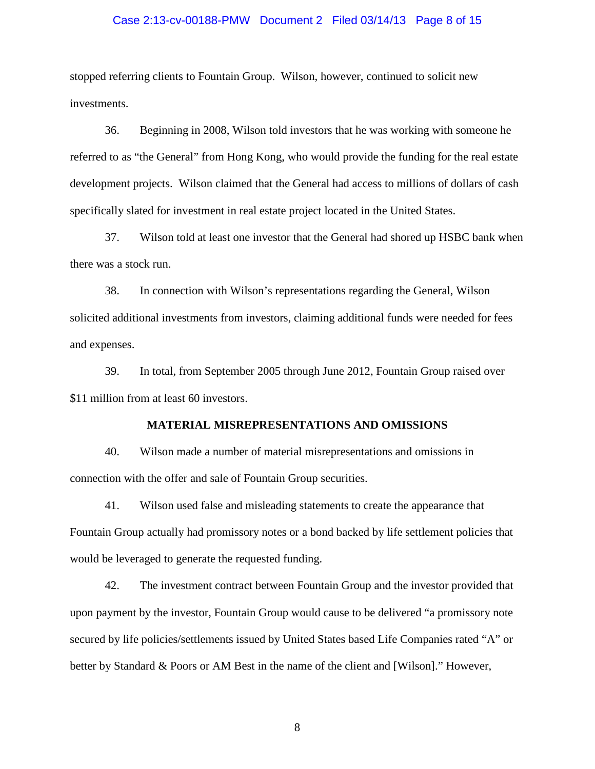stopped referring clients to Fountain Group. Wilson, however, continued to solicit new investments.

36. Beginning in 2008, Wilson told investors that he was working with someone he referred to as "the General" from Hong Kong, who would provide the funding for the real estate development projects. Wilson claimed that the General had access to millions of dollars of cash specifically slated for investment in real estate project located in the United States.

37. Wilson told at least one investor that the General had shored up HSBC bank when there was a stock run.

38. In connection with Wilson's representations regarding the General, Wilson solicited additional investments from investors, claiming additional funds were needed for fees and expenses.

39. In total, from September 2005 through June 2012, Fountain Group raised over $11 million from at least 60 investors.

**MATERIAL MISREPRESENTATIONS AND OMISSIONS**

40. Wilson made a number of material misrepresentations and omissions in connection with the offer and sale of Fountain Group securities.

41. Wilson used false and misleading statements to create the appearance that Fountain Group actually had promissory notes or a bond backed by life settlement policies that would be leveraged to generate the requested funding.

42. The investment contract between Fountain Group and the investor provided that upon payment by the investor, Fountain Group would cause to be delivered "a promissory note secured by life policies/settlements issued by United States based Life Companies rated "A" or better by Standard & Poors or AM Best in the name of the client and [Wilson]." However,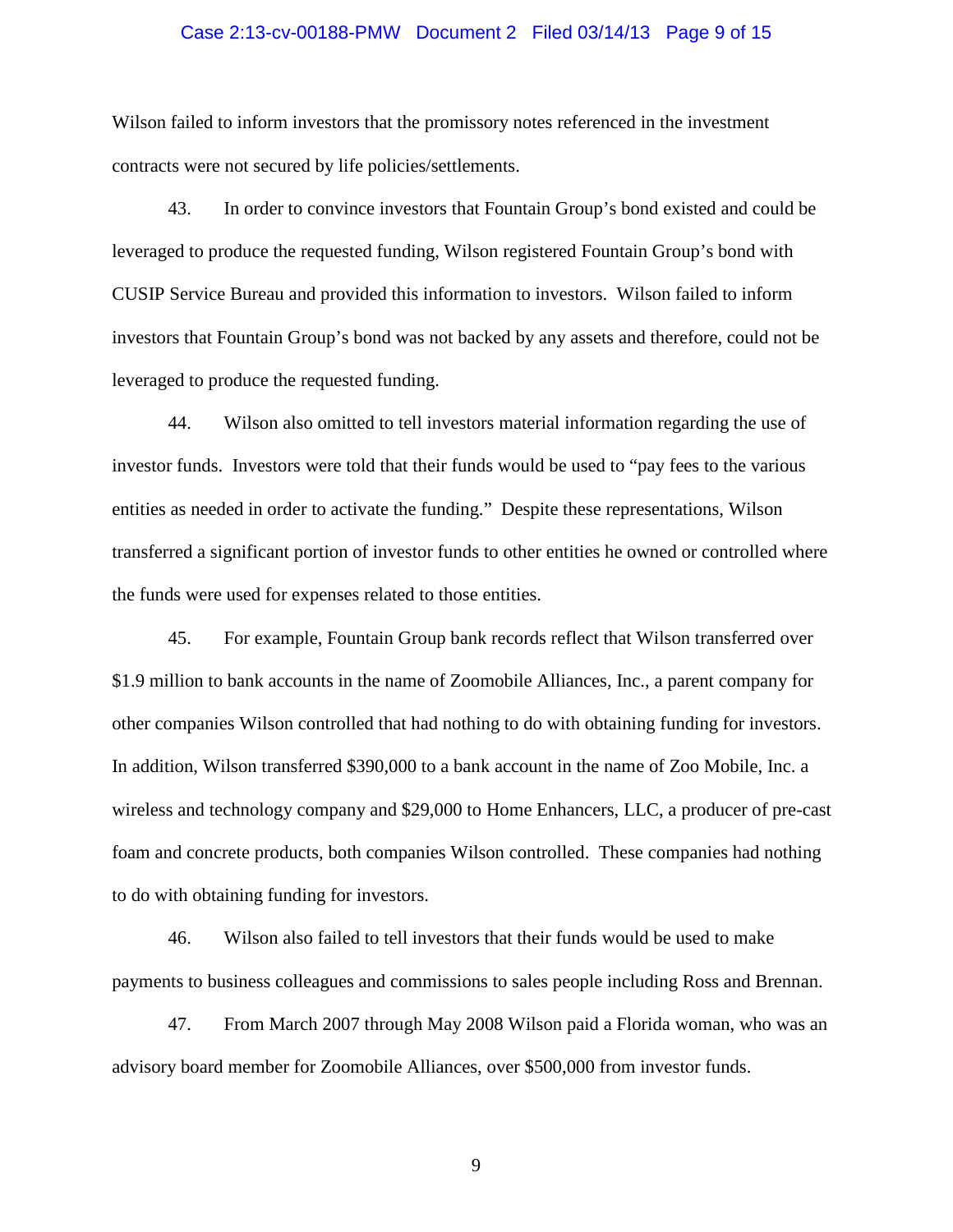Wilson failed to inform investors that the promissory notes referenced in the investment contracts were not secured by life policies/settlements.

43. In order to convince investors that Fountain Group's bond existed and could be leveraged to produce the requested funding, Wilson registered Fountain Group's bond with CUSIP Service Bureau and provided this information to investors. Wilson failed to inform investors that Fountain Group's bond was not backed by any assets and therefore, could not be leveraged to produce the requested funding.

44. Wilson also omitted to tell investors material information regarding the use of investor funds. Investors were told that their funds would be used to "pay fees to the various entities as needed in order to activate the funding." Despite these representations, Wilson transferred a significant portion of investor funds to other entities he owned or controlled where the funds were used for expenses related to those entities.

45. For example, Fountain Group bank records reflect that Wilson transferred over $1.9 million to bank accounts in the name of Zoomobile Alliances, Inc., a parent company for other companies Wilson controlled that had nothing to do with obtaining funding for investors. In addition, Wilson transferred $390,000 to a bank account in the name of Zoo Mobile, Inc. a wireless and technology company and $29,000 to Home Enhancers, LLC, a producer of pre-cast foam and concrete products, both companies Wilson controlled. These companies had nothing to do with obtaining funding for investors.

46. Wilson also failed to tell investors that their funds would be used to make payments to business colleagues and commissions to sales people including Ross and Brennan.

47. From March 2007 through May 2008 Wilson paid a Florida woman, who was an advisory board member for Zoomobile Alliances, over $500,000 from investor funds.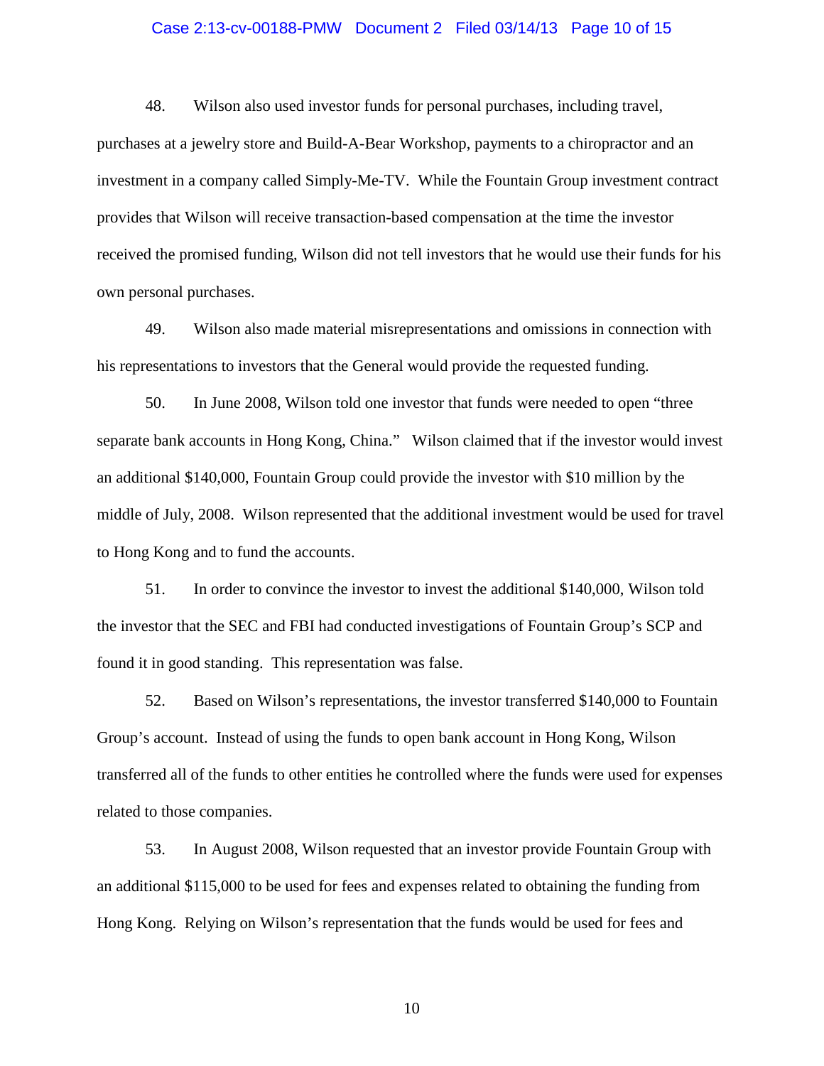48. Wilson also used investor funds for personal purchases, including travel, purchases at a jewelry store and Build-A-Bear Workshop, payments to a chiropractor and an investment in a company called Simply-Me-TV. While the Fountain Group investment contract provides that Wilson will receive transaction-based compensation at the time the investor received the promised funding, Wilson did not tell investors that he would use their funds for his own personal purchases.

49. Wilson also made material misrepresentations and omissions in connection with his representations to investors that the General would provide the requested funding.

50. In June 2008, Wilson told one investor that funds were needed to open "three separate bank accounts in Hong Kong, China." Wilson claimed that if the investor would invest an additional $140,000, Fountain Group could provide the investor with $10 million by the middle of July, 2008. Wilson represented that the additional investment would be used for travel to Hong Kong and to fund the accounts.

51. In order to convince the investor to invest the additional $140,000, Wilson told the investor that the SEC and FBI had conducted investigations of Fountain Group's SCP and found it in good standing. This representation was false.

52. Based on Wilson's representations, the investor transferred $140,000 to Fountain Group's account. Instead of using the funds to open bank account in Hong Kong, Wilson transferred all of the funds to other entities he controlled where the funds were used for expenses related to those companies.

53. In August 2008, Wilson requested that an investor provide Fountain Group with an additional $115,000 to be used for fees and expenses related to obtaining the funding from Hong Kong. Relying on Wilson's representation that the funds would be used for fees and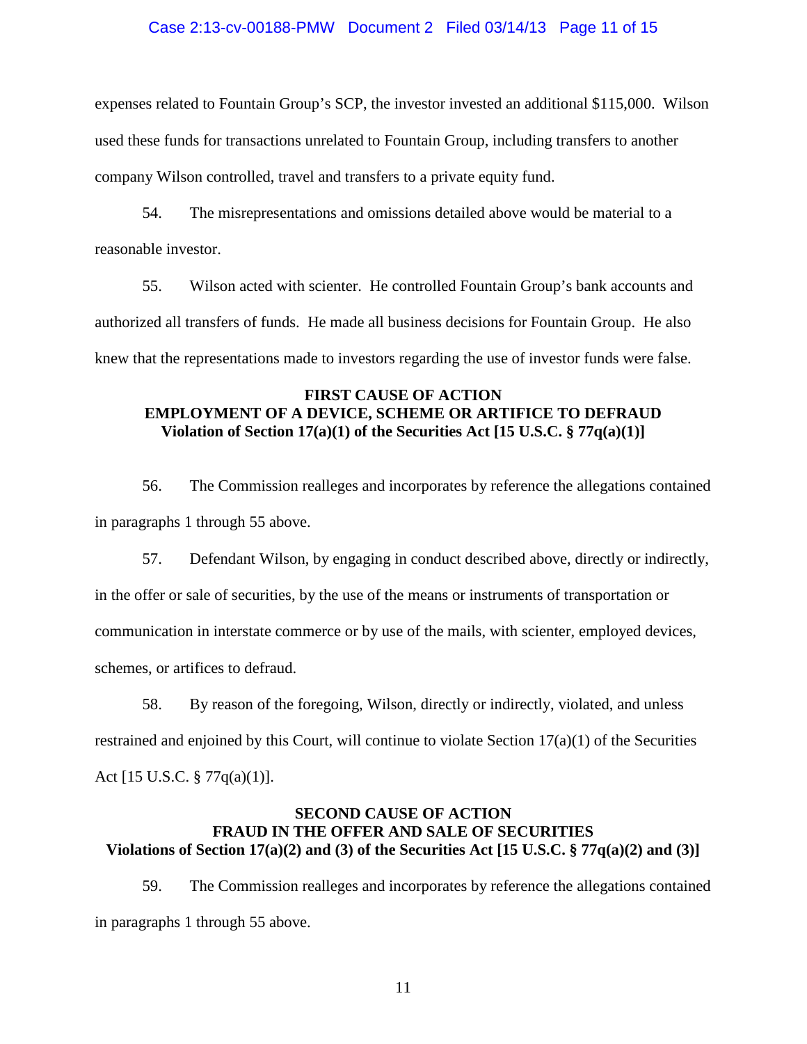expenses related to Fountain Group's SCP, the investor invested an additional $115,000. Wilson used these funds for transactions unrelated to Fountain Group, including transfers to another company Wilson controlled, travel and transfers to a private equity fund.

54. The misrepresentations and omissions detailed above would be material to a reasonable investor.

55. Wilson acted with scienter. He controlled Fountain Group's bank accounts and authorized all transfers of funds. He made all business decisions for Fountain Group. He also knew that the representations made to investors regarding the use of investor funds were false.

**FIRST CAUSE OF ACTION**
**EMPLOYMENT OF A DEVICE, SCHEME OR ARTIFICE TO DEFRAUD**
**Violation of Section 17(a)(1) of the Securities Act [15 U.S.C. § 77q(a)(1)]**

56. The Commission realleges and incorporates by reference the allegations contained in paragraphs 1 through 55 above.

57. Defendant Wilson, by engaging in conduct described above, directly or indirectly, in the offer or sale of securities, by the use of the means or instruments of transportation or communication in interstate commerce or by use of the mails, with scienter, employed devices, schemes, or artifices to defraud.

58. By reason of the foregoing, Wilson, directly or indirectly, violated, and unless restrained and enjoined by this Court, will continue to violate Section 17(a)(1) of the Securities Act [15 U.S.C. § 77q(a)(1)].

**SECOND CAUSE OF ACTION**
**FRAUD IN THE OFFER AND SALE OF SECURITIES**
**Violations of Section 17(a)(2) and (3) of the Securities Act [15 U.S.C. § 77q(a)(2) and (3)]**

59. The Commission realleges and incorporates by reference the allegations contained in paragraphs 1 through 55 above.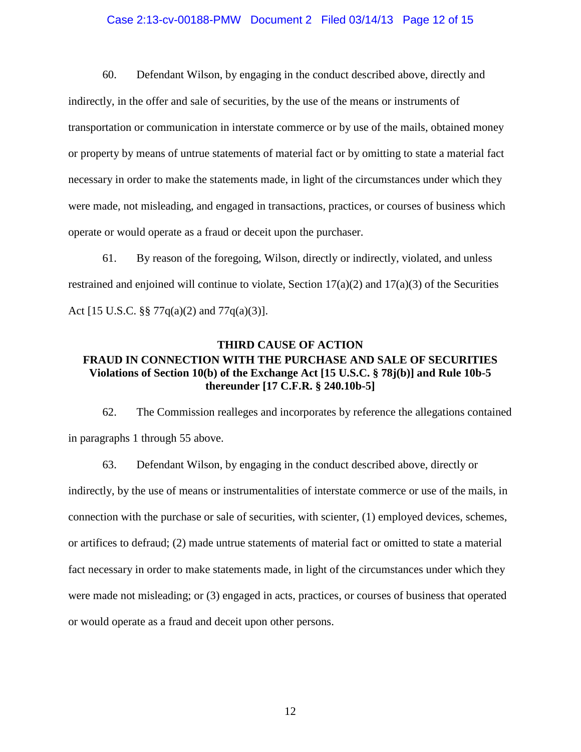60. Defendant Wilson, by engaging in the conduct described above, directly and indirectly, in the offer and sale of securities, by the use of the means or instruments of transportation or communication in interstate commerce or by use of the mails, obtained money or property by means of untrue statements of material fact or by omitting to state a material fact necessary in order to make the statements made, in light of the circumstances under which they were made, not misleading, and engaged in transactions, practices, or courses of business which operate or would operate as a fraud or deceit upon the purchaser.

61. By reason of the foregoing, Wilson, directly or indirectly, violated, and unless restrained and enjoined will continue to violate, Section 17(a)(2) and 17(a)(3) of the Securities Act [15 U.S.C. §§ 77q(a)(2) and 77q(a)(3)].

**THIRD CAUSE OF ACTION**
**FRAUD IN CONNECTION WITH THE PURCHASE AND SALE OF SECURITIES**
**Violations of Section 10(b) of the Exchange Act [15 U.S.C. § 78j(b)] and Rule 10b-5 thereunder [17 C.F.R. § 240.10b-5]**

62. The Commission realleges and incorporates by reference the allegations contained in paragraphs 1 through 55 above.

63. Defendant Wilson, by engaging in the conduct described above, directly or indirectly, by the use of means or instrumentalities of interstate commerce or use of the mails, in connection with the purchase or sale of securities, with scienter, (1) employed devices, schemes, or artifices to defraud; (2) made untrue statements of material fact or omitted to state a material fact necessary in order to make statements made, in light of the circumstances under which they were made not misleading; or (3) engaged in acts, practices, or courses of business that operated or would operate as a fraud and deceit upon other persons.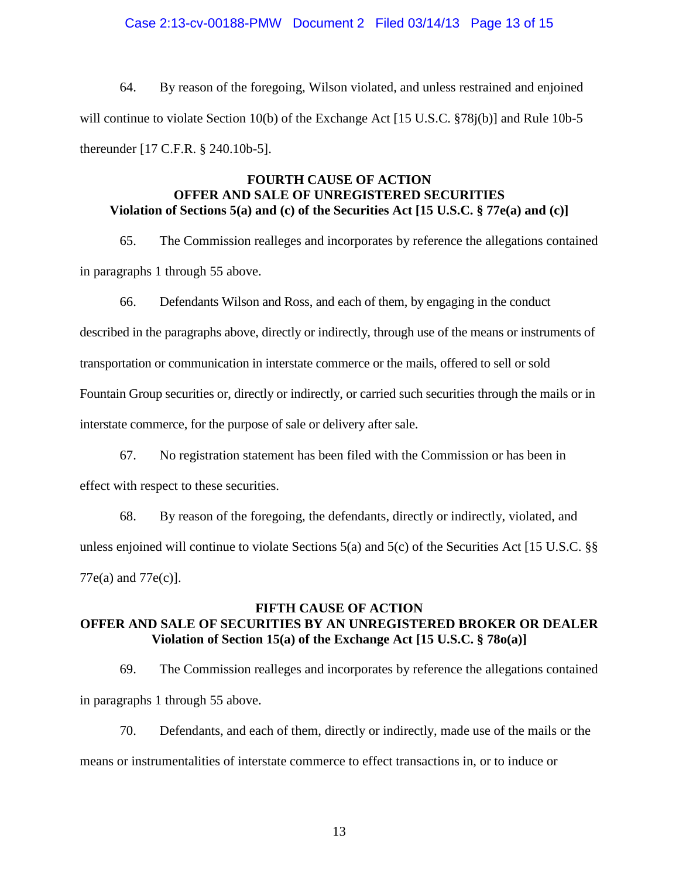64. By reason of the foregoing, Wilson violated, and unless restrained and enjoined will continue to violate Section 10(b) of the Exchange Act [15 U.S.C. §78j(b)] and Rule 10b-5 thereunder [17 C.F.R. § 240.10b-5].

**FOURTH CAUSE OF ACTION**
**OFFER AND SALE OF UNREGISTERED SECURITIES**
**Violation of Sections 5(a) and (c) of the Securities Act [15 U.S.C. § 77e(a) and (c)]**

65. The Commission realleges and incorporates by reference the allegations contained in paragraphs 1 through 55 above.

66. Defendants Wilson and Ross, and each of them, by engaging in the conduct described in the paragraphs above, directly or indirectly, through use of the means or instruments of transportation or communication in interstate commerce or the mails, offered to sell or sold Fountain Group securities or, directly or indirectly, or carried such securities through the mails or in interstate commerce, for the purpose of sale or delivery after sale.

67. No registration statement has been filed with the Commission or has been in effect with respect to these securities.

68. By reason of the foregoing, the defendants, directly or indirectly, violated, and unless enjoined will continue to violate Sections 5(a) and 5(c) of the Securities Act [15 U.S.C. §§ 77e(a) and 77e(c)].

**FIFTH CAUSE OF ACTION**
**OFFER AND SALE OF SECURITIES BY AN UNREGISTERED BROKER OR DEALER**
**Violation of Section 15(a) of the Exchange Act [15 U.S.C. § 78o(a)]**

69. The Commission realleges and incorporates by reference the allegations contained in paragraphs 1 through 55 above.

70. Defendants, and each of them, directly or indirectly, made use of the mails or the means or instrumentalities of interstate commerce to effect transactions in, or to induce or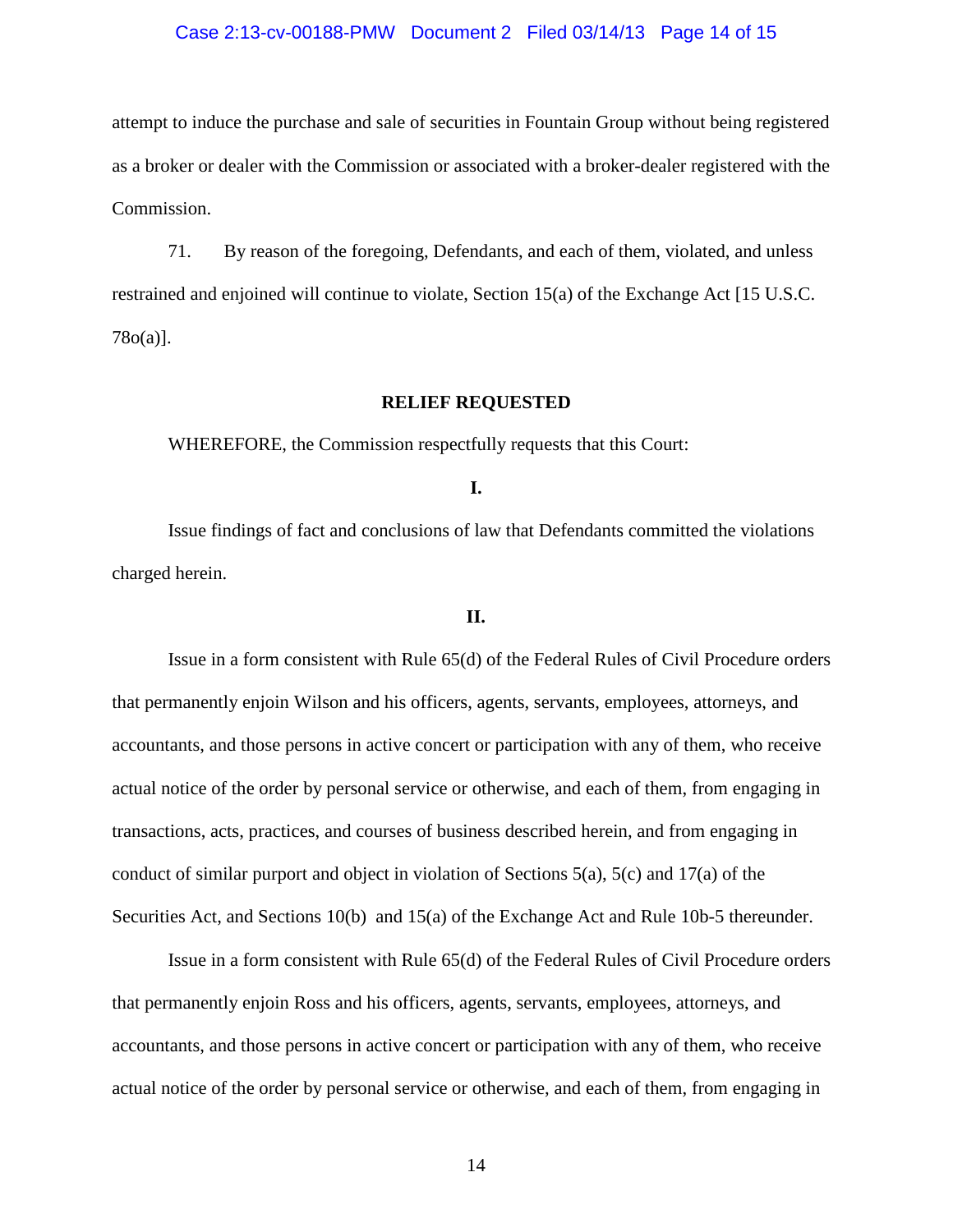attempt to induce the purchase and sale of securities in Fountain Group without being registered as a broker or dealer with the Commission or associated with a broker-dealer registered with the Commission.

71. By reason of the foregoing, Defendants, and each of them, violated, and unless restrained and enjoined will continue to violate, Section 15(a) of the Exchange Act [15 U.S.C. 78o(a)].

**RELIEF REQUESTED**

WHEREFORE, the Commission respectfully requests that this Court:

**I.**

Issue findings of fact and conclusions of law that Defendants committed the violations charged herein.

**II.**

Issue in a form consistent with Rule 65(d) of the Federal Rules of Civil Procedure orders that permanently enjoin Wilson and his officers, agents, servants, employees, attorneys, and accountants, and those persons in active concert or participation with any of them, who receive actual notice of the order by personal service or otherwise, and each of them, from engaging in transactions, acts, practices, and courses of business described herein, and from engaging in conduct of similar purport and object in violation of Sections 5(a), 5(c) and 17(a) of the Securities Act, and Sections 10(b) and 15(a) of the Exchange Act and Rule 10b-5 thereunder.

Issue in a form consistent with Rule 65(d) of the Federal Rules of Civil Procedure orders that permanently enjoin Ross and his officers, agents, servants, employees, attorneys, and accountants, and those persons in active concert or participation with any of them, who receive actual notice of the order by personal service or otherwise, and each of them, from engaging in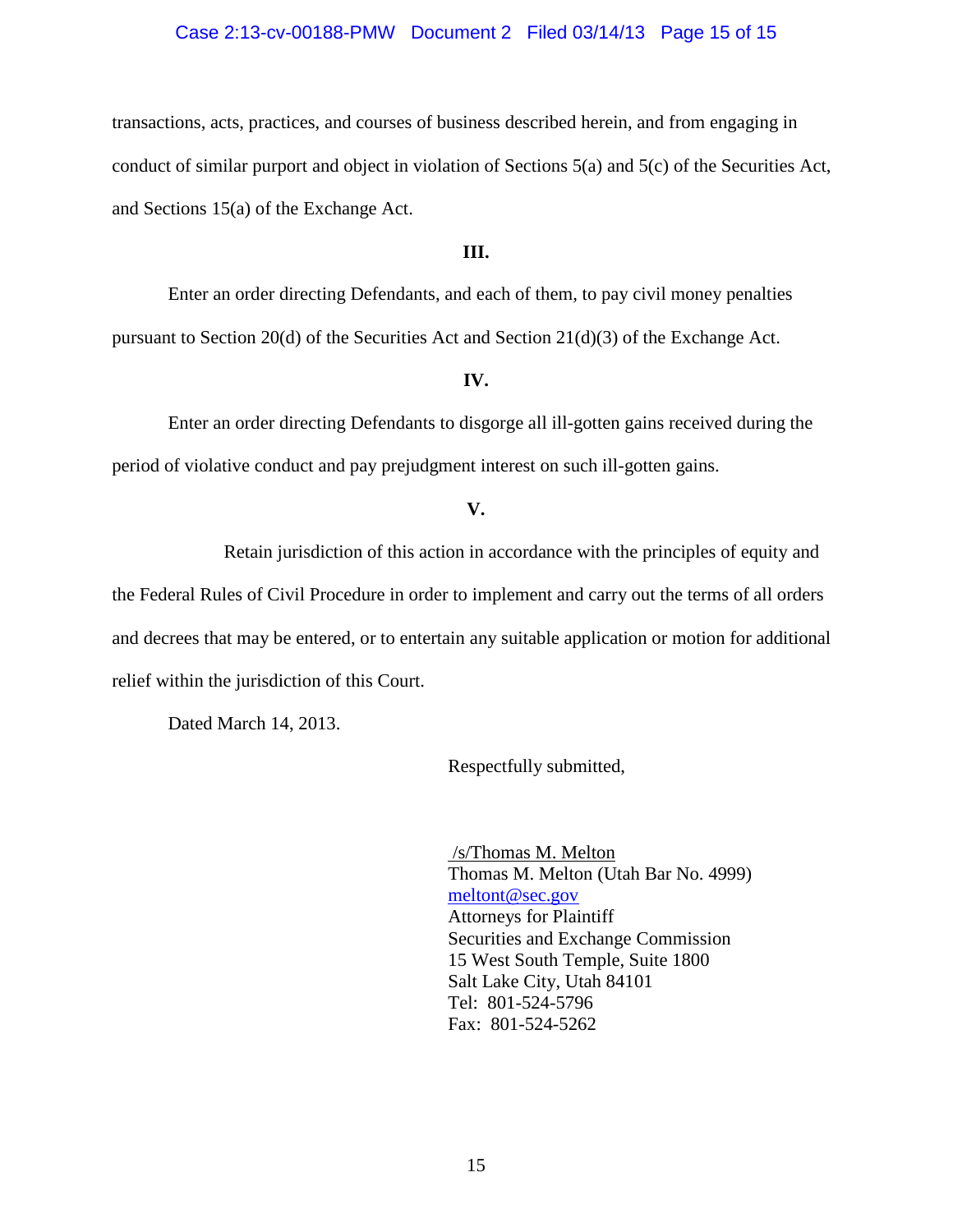transactions, acts, practices, and courses of business described herein, and from engaging in conduct of similar purport and object in violation of Sections 5(a) and 5(c) of the Securities Act, and Sections 15(a) of the Exchange Act.

**III.**

Enter an order directing Defendants, and each of them, to pay civil money penalties pursuant to Section 20(d) of the Securities Act and Section 21(d)(3) of the Exchange Act.

**IV.**

Enter an order directing Defendants to disgorge all ill-gotten gains received during the period of violative conduct and pay prejudgment interest on such ill-gotten gains.

**V.**

Retain jurisdiction of this action in accordance with the principles of equity and the Federal Rules of Civil Procedure in order to implement and carry out the terms of all orders and decrees that may be entered, or to entertain any suitable application or motion for additional relief within the jurisdiction of this Court.

Dated March 14, 2013.

Respectfully submitted,

/s/Thomas M. Melton
Thomas M. Melton (Utah Bar No. 4999)
meltont@sec.gov
Attorneys for Plaintiff
Securities and Exchange Commission
15 West South Temple, Suite 1800
Salt Lake City, Utah 84101
Tel: 801-524-5796
Fax: 801-524-5262